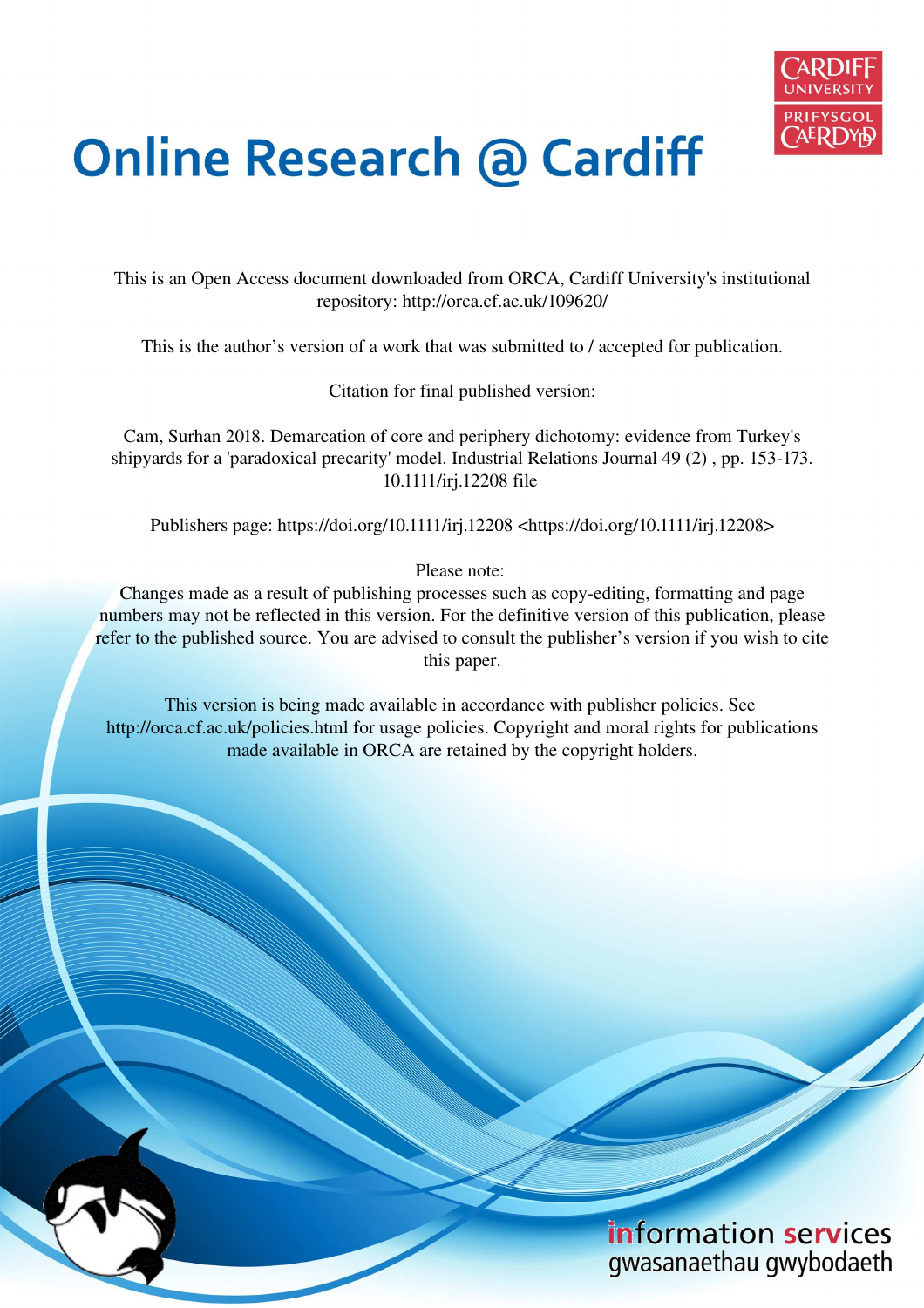# Online Research @ Cardiff

This is an Open Access document downloaded from ORCA, Cardiff University's institutional repository: http://orca.cf.ac.uk/109620/

This is the author's version of a work that was submitted to / accepted for publication.

Citation for final published version:

Cam, Surhan 2018. Demarcation of core and periphery dichotomy: evidence from Turkey's shipyards for a 'paradoxical precarity' model. Industrial Relations Journal 49 (2) , pp. 153-173. 10.1111/irj.12208 file

Publishers page: https://doi.org/10.1111/irj.12208 <https://doi.org/10.1111/irj.12208>

Please note:
Changes made as a result of publishing processes such as copy-editing, formatting and page numbers may not be reflected in this version. For the definitive version of this publication, please refer to the published source. You are advised to consult the publisher's version if you wish to cite this paper.

This version is being made available in accordance with publisher policies. See http://orca.cf.ac.uk/policies.html for usage policies. Copyright and moral rights for publications made available in ORCA are retained by the copyright holders.

information services
gwasanaethau gwybodaeth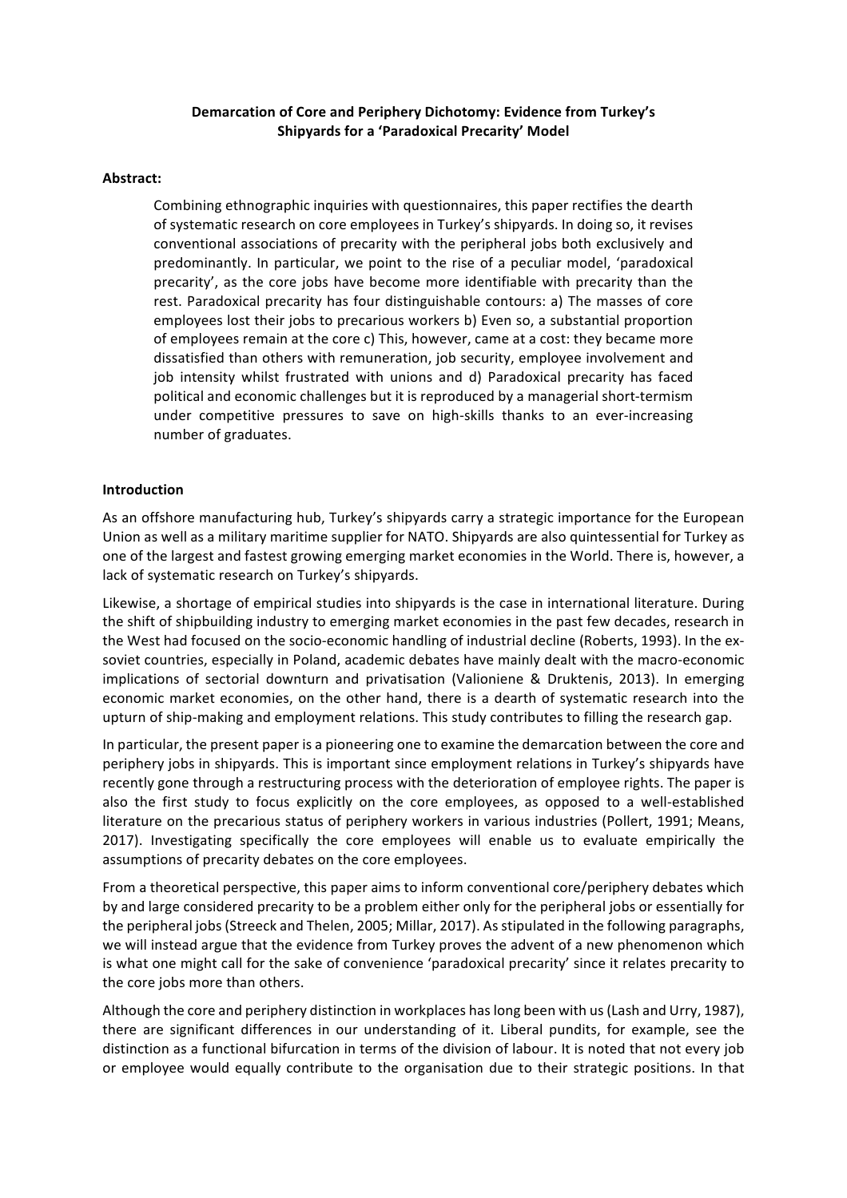**Demarcation of Core and Periphery Dichotomy: Evidence from Turkey's Shipyards for a 'Paradoxical Precarity' Model**

**Abstract:**

> Combining ethnographic inquiries with questionnaires, this paper rectifies the dearth of systematic research on core employees in Turkey's shipyards. In doing so, it revises conventional associations of precarity with the peripheral jobs both exclusively and predominantly. In particular, we point to the rise of a peculiar model, 'paradoxical precarity', as the core jobs have become more identifiable with precarity than the rest. Paradoxical precarity has four distinguishable contours: a) The masses of core employees lost their jobs to precarious workers b) Even so, a substantial proportion of employees remain at the core c) This, however, came at a cost: they became more dissatisfied than others with remuneration, job security, employee involvement and job intensity whilst frustrated with unions and d) Paradoxical precarity has faced political and economic challenges but it is reproduced by a managerial short-termism under competitive pressures to save on high-skills thanks to an ever-increasing number of graduates.

**Introduction**

As an offshore manufacturing hub, Turkey's shipyards carry a strategic importance for the European Union as well as a military maritime supplier for NATO. Shipyards are also quintessential for Turkey as one of the largest and fastest growing emerging market economies in the World. There is, however, a lack of systematic research on Turkey's shipyards.

Likewise, a shortage of empirical studies into shipyards is the case in international literature. During the shift of shipbuilding industry to emerging market economies in the past few decades, research in the West had focused on the socio-economic handling of industrial decline (Roberts, 1993). In the ex-soviet countries, especially in Poland, academic debates have mainly dealt with the macro-economic implications of sectorial downturn and privatisation (Valioniene & Druktenis, 2013). In emerging economic market economies, on the other hand, there is a dearth of systematic research into the upturn of ship-making and employment relations. This study contributes to filling the research gap.

In particular, the present paper is a pioneering one to examine the demarcation between the core and periphery jobs in shipyards. This is important since employment relations in Turkey's shipyards have recently gone through a restructuring process with the deterioration of employee rights. The paper is also the first study to focus explicitly on the core employees, as opposed to a well-established literature on the precarious status of periphery workers in various industries (Pollert, 1991; Means, 2017). Investigating specifically the core employees will enable us to evaluate empirically the assumptions of precarity debates on the core employees.

From a theoretical perspective, this paper aims to inform conventional core/periphery debates which by and large considered precarity to be a problem either only for the peripheral jobs or essentially for the peripheral jobs (Streeck and Thelen, 2005; Millar, 2017). As stipulated in the following paragraphs, we will instead argue that the evidence from Turkey proves the advent of a new phenomenon which is what one might call for the sake of convenience 'paradoxical precarity' since it relates precarity to the core jobs more than others.

Although the core and periphery distinction in workplaces has long been with us (Lash and Urry, 1987), there are significant differences in our understanding of it. Liberal pundits, for example, see the distinction as a functional bifurcation in terms of the division of labour. It is noted that not every job or employee would equally contribute to the organisation due to their strategic positions. In that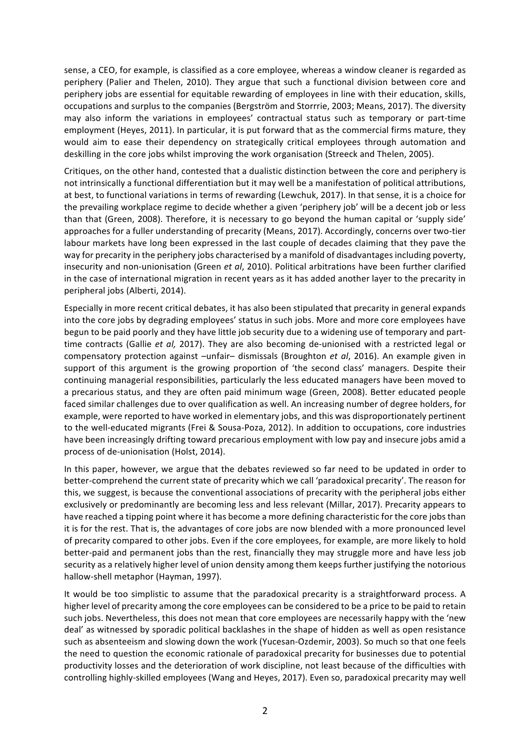sense, a CEO, for example, is classified as a core employee, whereas a window cleaner is regarded as periphery (Palier and Thelen, 2010). They argue that such a functional division between core and periphery jobs are essential for equitable rewarding of employees in line with their education, skills, occupations and surplus to the companies (Bergström and Storrrie, 2003; Means, 2017). The diversity may also inform the variations in employees' contractual status such as temporary or part-time employment (Heyes, 2011). In particular, it is put forward that as the commercial firms mature, they would aim to ease their dependency on strategically critical employees through automation and deskilling in the core jobs whilst improving the work organisation (Streeck and Thelen, 2005).

Critiques, on the other hand, contested that a dualistic distinction between the core and periphery is not intrinsically a functional differentiation but it may well be a manifestation of political attributions, at best, to functional variations in terms of rewarding (Lewchuk, 2017). In that sense, it is a choice for the prevailing workplace regime to decide whether a given 'periphery job' will be a decent job or less than that (Green, 2008). Therefore, it is necessary to go beyond the human capital or 'supply side' approaches for a fuller understanding of precarity (Means, 2017). Accordingly, concerns over two-tier labour markets have long been expressed in the last couple of decades claiming that they pave the way for precarity in the periphery jobs characterised by a manifold of disadvantages including poverty, insecurity and non-unionisation (Green *et al*, 2010). Political arbitrations have been further clarified in the case of international migration in recent years as it has added another layer to the precarity in peripheral jobs (Alberti, 2014).

Especially in more recent critical debates, it has also been stipulated that precarity in general expands into the core jobs by degrading employees' status in such jobs. More and more core employees have begun to be paid poorly and they have little job security due to a widening use of temporary and part-time contracts (Gallie *et al,* 2017). They are also becoming de-unionised with a restricted legal or compensatory protection against –unfair– dismissals (Broughton *et al*, 2016). An example given in support of this argument is the growing proportion of 'the second class' managers. Despite their continuing managerial responsibilities, particularly the less educated managers have been moved to a precarious status, and they are often paid minimum wage (Green, 2008). Better educated people faced similar challenges due to over qualification as well. An increasing number of degree holders, for example, were reported to have worked in elementary jobs, and this was disproportionately pertinent to the well-educated migrants (Frei & Sousa-Poza, 2012). In addition to occupations, core industries have been increasingly drifting toward precarious employment with low pay and insecure jobs amid a process of de-unionisation (Holst, 2014).

In this paper, however, we argue that the debates reviewed so far need to be updated in order to better-comprehend the current state of precarity which we call 'paradoxical precarity'. The reason for this, we suggest, is because the conventional associations of precarity with the peripheral jobs either exclusively or predominantly are becoming less and less relevant (Millar, 2017). Precarity appears to have reached a tipping point where it has become a more defining characteristic for the core jobs than it is for the rest. That is, the advantages of core jobs are now blended with a more pronounced level of precarity compared to other jobs. Even if the core employees, for example, are more likely to hold better-paid and permanent jobs than the rest, financially they may struggle more and have less job security as a relatively higher level of union density among them keeps further justifying the notorious hallow-shell metaphor (Hayman, 1997).

It would be too simplistic to assume that the paradoxical precarity is a straightforward process. A higher level of precarity among the core employees can be considered to be a price to be paid to retain such jobs. Nevertheless, this does not mean that core employees are necessarily happy with the 'new deal' as witnessed by sporadic political backlashes in the shape of hidden as well as open resistance such as absenteeism and slowing down the work (Yucesan-Ozdemir, 2003). So much so that one feels the need to question the economic rationale of paradoxical precarity for businesses due to potential productivity losses and the deterioration of work discipline, not least because of the difficulties with controlling highly-skilled employees (Wang and Heyes, 2017). Even so, paradoxical precarity may well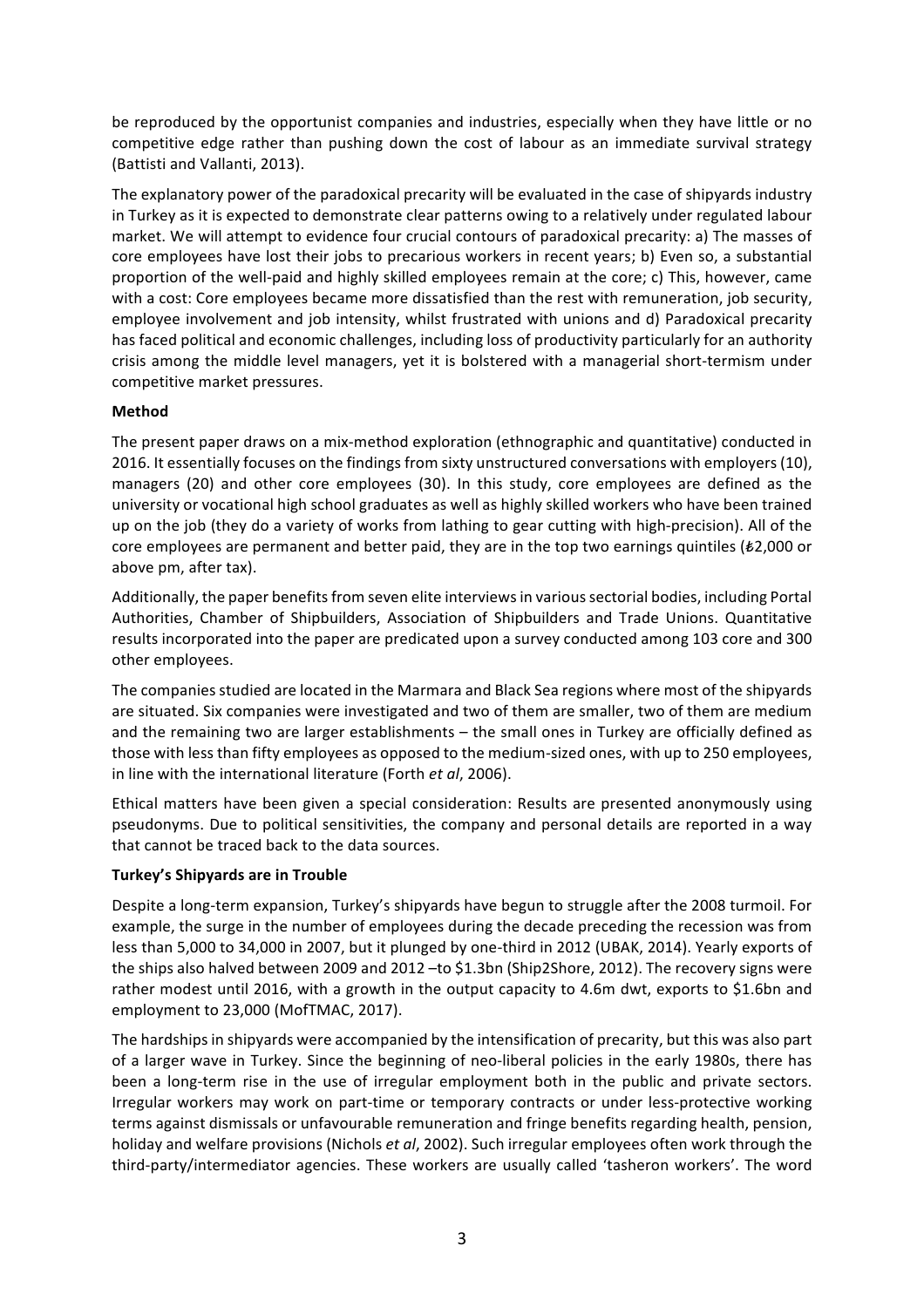be reproduced by the opportunist companies and industries, especially when they have little or no competitive edge rather than pushing down the cost of labour as an immediate survival strategy (Battisti and Vallanti, 2013).

The explanatory power of the paradoxical precarity will be evaluated in the case of shipyards industry in Turkey as it is expected to demonstrate clear patterns owing to a relatively under regulated labour market. We will attempt to evidence four crucial contours of paradoxical precarity: a) The masses of core employees have lost their jobs to precarious workers in recent years; b) Even so, a substantial proportion of the well-paid and highly skilled employees remain at the core; c) This, however, came with a cost: Core employees became more dissatisfied than the rest with remuneration, job security, employee involvement and job intensity, whilst frustrated with unions and d) Paradoxical precarity has faced political and economic challenges, including loss of productivity particularly for an authority crisis among the middle level managers, yet it is bolstered with a managerial short-termism under competitive market pressures.

**Method**

The present paper draws on a mix-method exploration (ethnographic and quantitative) conducted in 2016. It essentially focuses on the findings from sixty unstructured conversations with employers (10), managers (20) and other core employees (30). In this study, core employees are defined as the university or vocational high school graduates as well as highly skilled workers who have been trained up on the job (they do a variety of works from lathing to gear cutting with high-precision). All of the core employees are permanent and better paid, they are in the top two earnings quintiles (₺2,000 or above pm, after tax).

Additionally, the paper benefits from seven elite interviews in various sectorial bodies, including Portal Authorities, Chamber of Shipbuilders, Association of Shipbuilders and Trade Unions. Quantitative results incorporated into the paper are predicated upon a survey conducted among 103 core and 300 other employees.

The companies studied are located in the Marmara and Black Sea regions where most of the shipyards are situated. Six companies were investigated and two of them are smaller, two of them are medium and the remaining two are larger establishments – the small ones in Turkey are officially defined as those with less than fifty employees as opposed to the medium-sized ones, with up to 250 employees, in line with the international literature (Forth *et al*, 2006).

Ethical matters have been given a special consideration: Results are presented anonymously using pseudonyms. Due to political sensitivities, the company and personal details are reported in a way that cannot be traced back to the data sources.

**Turkey's Shipyards are in Trouble**

Despite a long-term expansion, Turkey's shipyards have begun to struggle after the 2008 turmoil. For example, the surge in the number of employees during the decade preceding the recession was from less than 5,000 to 34,000 in 2007, but it plunged by one-third in 2012 (UBAK, 2014). Yearly exports of the ships also halved between 2009 and 2012 –to $1.3bn (Ship2Shore, 2012). The recovery signs were rather modest until 2016, with a growth in the output capacity to 4.6m dwt, exports to $1.6bn and employment to 23,000 (MofTMAC, 2017).

The hardships in shipyards were accompanied by the intensification of precarity, but this was also part of a larger wave in Turkey. Since the beginning of neo-liberal policies in the early 1980s, there has been a long-term rise in the use of irregular employment both in the public and private sectors. Irregular workers may work on part-time or temporary contracts or under less-protective working terms against dismissals or unfavourable remuneration and fringe benefits regarding health, pension, holiday and welfare provisions (Nichols *et al*, 2002). Such irregular employees often work through the third-party/intermediator agencies. These workers are usually called 'tasheron workers'. The word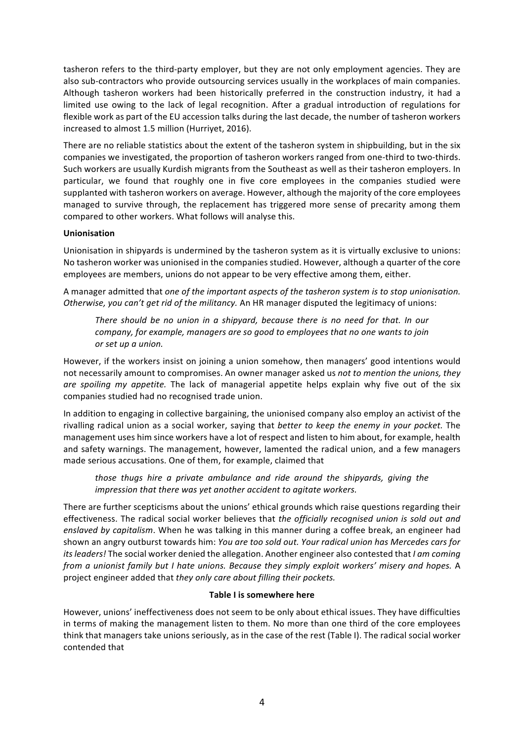tasheron refers to the third-party employer, but they are not only employment agencies. They are also sub-contractors who provide outsourcing services usually in the workplaces of main companies. Although tasheron workers had been historically preferred in the construction industry, it had a limited use owing to the lack of legal recognition. After a gradual introduction of regulations for flexible work as part of the EU accession talks during the last decade, the number of tasheron workers increased to almost 1.5 million (Hurriyet, 2016).

There are no reliable statistics about the extent of the tasheron system in shipbuilding, but in the six companies we investigated, the proportion of tasheron workers ranged from one-third to two-thirds. Such workers are usually Kurdish migrants from the Southeast as well as their tasheron employers. In particular, we found that roughly one in five core employees in the companies studied were supplanted with tasheron workers on average. However, although the majority of the core employees managed to survive through, the replacement has triggered more sense of precarity among them compared to other workers. What follows will analyse this.

**Unionisation**

Unionisation in shipyards is undermined by the tasheron system as it is virtually exclusive to unions: No tasheron worker was unionised in the companies studied. However, although a quarter of the core employees are members, unions do not appear to be very effective among them, either.

A manager admitted that *one of the important aspects of the tasheron system is to stop unionisation. Otherwise, you can't get rid of the militancy.* An HR manager disputed the legitimacy of unions:

> *There should be no union in a shipyard, because there is no need for that. In our company, for example, managers are so good to employees that no one wants to join or set up a union.*

However, if the workers insist on joining a union somehow, then managers' good intentions would not necessarily amount to compromises. An owner manager asked us *not to mention the unions, they are spoiling my appetite.* The lack of managerial appetite helps explain why five out of the six companies studied had no recognised trade union.

In addition to engaging in collective bargaining, the unionised company also employ an activist of the rivalling radical union as a social worker, saying that *better to keep the enemy in your pocket.* The management uses him since workers have a lot of respect and listen to him about, for example, health and safety warnings. The management, however, lamented the radical union, and a few managers made serious accusations. One of them, for example, claimed that

> *those thugs hire a private ambulance and ride around the shipyards, giving the impression that there was yet another accident to agitate workers.*

There are further scepticisms about the unions' ethical grounds which raise questions regarding their effectiveness. The radical social worker believes that *the officially recognised union is sold out and enslaved by capitalism*. When he was talking in this manner during a coffee break, an engineer had shown an angry outburst towards him: *You are too sold out. Your radical union has Mercedes cars for its leaders!* The social worker denied the allegation. Another engineer also contested that *I am coming from a unionist family but I hate unions. Because they simply exploit workers' misery and hopes.* A project engineer added that *they only care about filling their pockets.*

**Table I is somewhere here**

However, unions' ineffectiveness does not seem to be only about ethical issues. They have difficulties in terms of making the management listen to them. No more than one third of the core employees think that managers take unions seriously, as in the case of the rest (Table I). The radical social worker contended that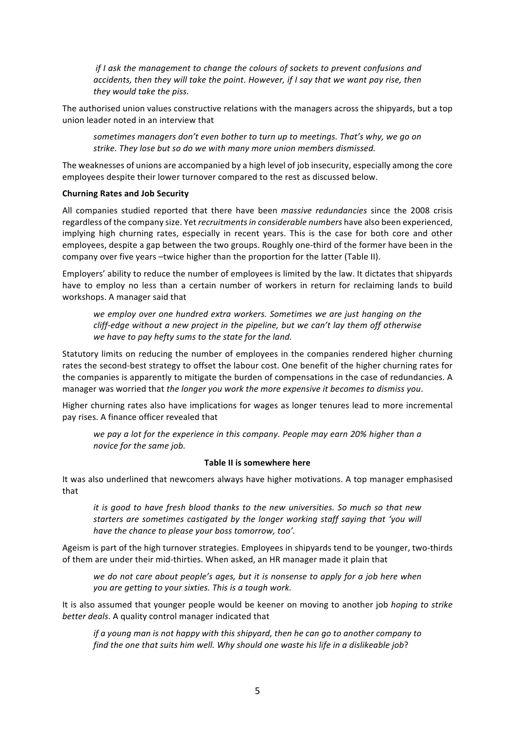> *if I ask the management to change the colours of sockets to prevent confusions and accidents, then they will take the point. However, if I say that we want pay rise, then they would take the piss.*

The authorised union values constructive relations with the managers across the shipyards, but a top union leader noted in an interview that

> *sometimes managers don't even bother to turn up to meetings. That's why, we go on strike. They lose but so do we with many more union members dismissed.*

The weaknesses of unions are accompanied by a high level of job insecurity, especially among the core employees despite their lower turnover compared to the rest as discussed below.

**Churning Rates and Job Security**

All companies studied reported that there have been *massive redundancies* since the 2008 crisis regardless of the company size. Yet *recruitments in considerable numbers* have also been experienced, implying high churning rates, especially in recent years. This is the case for both core and other employees, despite a gap between the two groups. Roughly one-third of the former have been in the company over five years –twice higher than the proportion for the latter (Table II).

Employers' ability to reduce the number of employees is limited by the law. It dictates that shipyards have to employ no less than a certain number of workers in return for reclaiming lands to build workshops. A manager said that

> *we employ over one hundred extra workers. Sometimes we are just hanging on the cliff-edge without a new project in the pipeline, but we can't lay them off otherwise we have to pay hefty sums to the state for the land.*

Statutory limits on reducing the number of employees in the companies rendered higher churning rates the second-best strategy to offset the labour cost. One benefit of the higher churning rates for the companies is apparently to mitigate the burden of compensations in the case of redundancies. A manager was worried that *the longer you work the more expensive it becomes to dismiss you*.

Higher churning rates also have implications for wages as longer tenures lead to more incremental pay rises. A finance officer revealed that

> *we pay a lot for the experience in this company. People may earn 20% higher than a novice for the same job.*

**Table II is somewhere here**

It was also underlined that newcomers always have higher motivations. A top manager emphasised that

> *it is good to have fresh blood thanks to the new universities. So much so that new starters are sometimes castigated by the longer working staff saying that 'you will have the chance to please your boss tomorrow, too'.*

Ageism is part of the high turnover strategies. Employees in shipyards tend to be younger, two-thirds of them are under their mid-thirties. When asked, an HR manager made it plain that

> *we do not care about people's ages, but it is nonsense to apply for a job here when you are getting to your sixties. This is a tough work.*

It is also assumed that younger people would be keener on moving to another job *hoping to strike better deals*. A quality control manager indicated that

> *if a young man is not happy with this shipyard, then he can go to another company to find the one that suits him well. Why should one waste his life in a dislikeable job*?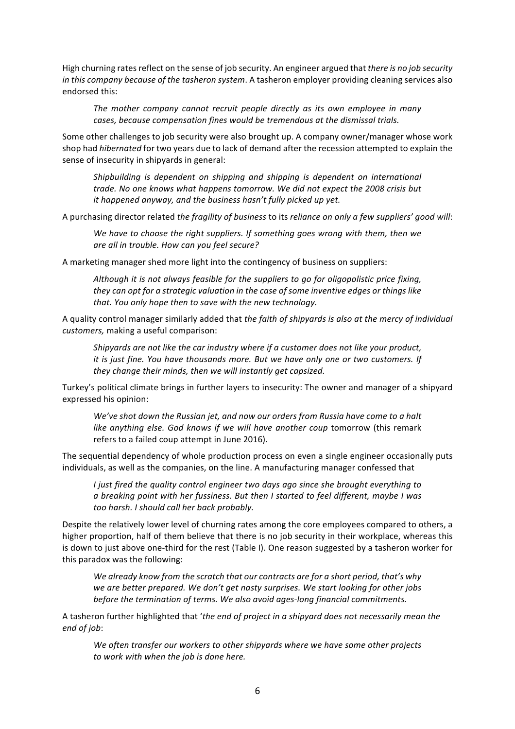High churning rates reflect on the sense of job security. An engineer argued that *there is no job security in this company because of the tasheron system*. A tasheron employer providing cleaning services also endorsed this:

> *The mother company cannot recruit people directly as its own employee in many cases, because compensation fines would be tremendous at the dismissal trials.*

Some other challenges to job security were also brought up. A company owner/manager whose work shop had *hibernated* for two years due to lack of demand after the recession attempted to explain the sense of insecurity in shipyards in general:

> *Shipbuilding is dependent on shipping and shipping is dependent on international trade. No one knows what happens tomorrow. We did not expect the 2008 crisis but it happened anyway, and the business hasn't fully picked up yet.*

A purchasing director related *the fragility of business* to its *reliance on only a few suppliers' good will*:

> *We have to choose the right suppliers. If something goes wrong with them, then we are all in trouble. How can you feel secure?*

A marketing manager shed more light into the contingency of business on suppliers:

> *Although it is not always feasible for the suppliers to go for oligopolistic price fixing, they can opt for a strategic valuation in the case of some inventive edges or things like that. You only hope then to save with the new technology.*

A quality control manager similarly added that *the faith of shipyards is also at the mercy of individual customers,* making a useful comparison:

> *Shipyards are not like the car industry where if a customer does not like your product, it is just fine. You have thousands more. But we have only one or two customers. If they change their minds, then we will instantly get capsized.*

Turkey's political climate brings in further layers to insecurity: The owner and manager of a shipyard expressed his opinion:

> *We've shot down the Russian jet, and now our orders from Russia have come to a halt like anything else. God knows if we will have another coup* tomorrow (this remark refers to a failed coup attempt in June 2016).

The sequential dependency of whole production process on even a single engineer occasionally puts individuals, as well as the companies, on the line. A manufacturing manager confessed that

> *I just fired the quality control engineer two days ago since she brought everything to a breaking point with her fussiness. But then I started to feel different, maybe I was too harsh. I should call her back probably.*

Despite the relatively lower level of churning rates among the core employees compared to others, a higher proportion, half of them believe that there is no job security in their workplace, whereas this is down to just above one-third for the rest (Table I). One reason suggested by a tasheron worker for this paradox was the following:

> *We already know from the scratch that our contracts are for a short period, that's why we are better prepared. We don't get nasty surprises. We start looking for other jobs before the termination of terms. We also avoid ages-long financial commitments.*

A tasheron further highlighted that '*the end of project in a shipyard does not necessarily mean the end of job*:

> *We often transfer our workers to other shipyards where we have some other projects to work with when the job is done here.*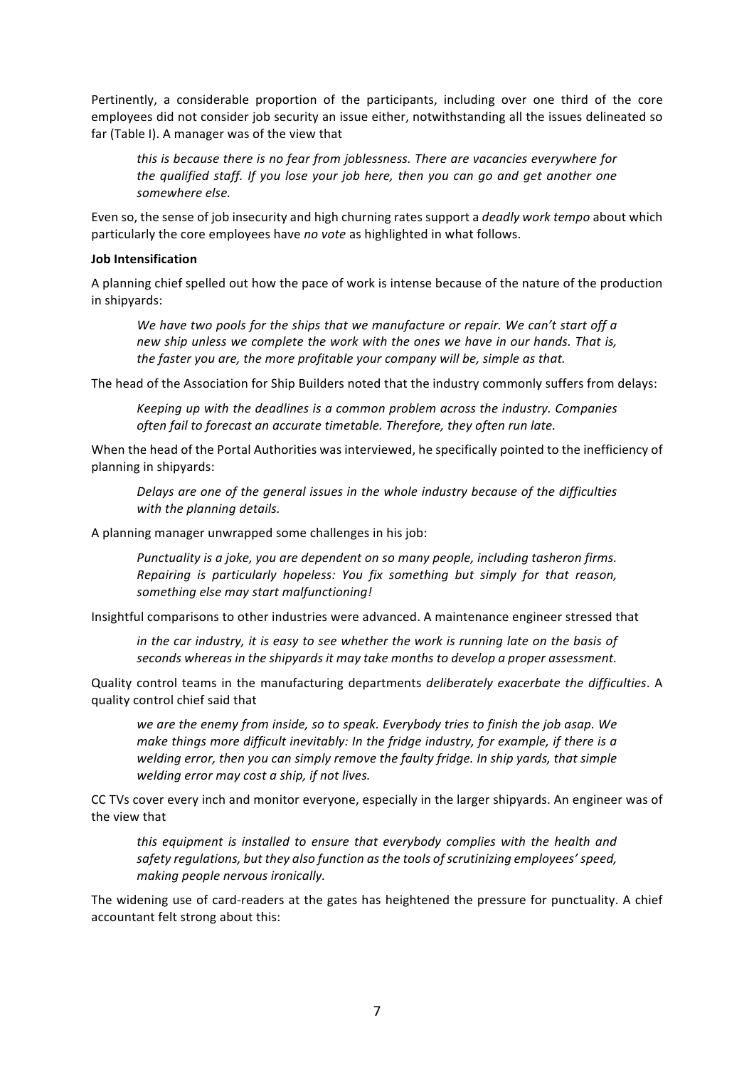Pertinently, a considerable proportion of the participants, including over one third of the core employees did not consider job security an issue either, notwithstanding all the issues delineated so far (Table I). A manager was of the view that

> *this is because there is no fear from joblessness. There are vacancies everywhere for the qualified staff. If you lose your job here, then you can go and get another one somewhere else.*

Even so, the sense of job insecurity and high churning rates support a *deadly work tempo* about which particularly the core employees have *no vote* as highlighted in what follows.

**Job Intensification**

A planning chief spelled out how the pace of work is intense because of the nature of the production in shipyards:

> *We have two pools for the ships that we manufacture or repair. We can't start off a new ship unless we complete the work with the ones we have in our hands. That is, the faster you are, the more profitable your company will be, simple as that.*

The head of the Association for Ship Builders noted that the industry commonly suffers from delays:

> *Keeping up with the deadlines is a common problem across the industry. Companies often fail to forecast an accurate timetable. Therefore, they often run late.*

When the head of the Portal Authorities was interviewed, he specifically pointed to the inefficiency of planning in shipyards:

> *Delays are one of the general issues in the whole industry because of the difficulties with the planning details.*

A planning manager unwrapped some challenges in his job:

> *Punctuality is a joke, you are dependent on so many people, including tasheron firms. Repairing is particularly hopeless: You fix something but simply for that reason, something else may start malfunctioning!*

Insightful comparisons to other industries were advanced. A maintenance engineer stressed that

> *in the car industry, it is easy to see whether the work is running late on the basis of seconds whereas in the shipyards it may take months to develop a proper assessment.*

Quality control teams in the manufacturing departments *deliberately exacerbate the difficulties*. A quality control chief said that

> *we are the enemy from inside, so to speak. Everybody tries to finish the job asap. We make things more difficult inevitably: In the fridge industry, for example, if there is a welding error, then you can simply remove the faulty fridge. In ship yards, that simple welding error may cost a ship, if not lives.*

CC TVs cover every inch and monitor everyone, especially in the larger shipyards. An engineer was of the view that

> *this equipment is installed to ensure that everybody complies with the health and safety regulations, but they also function as the tools of scrutinizing employees' speed, making people nervous ironically.*

The widening use of card-readers at the gates has heightened the pressure for punctuality. A chief accountant felt strong about this: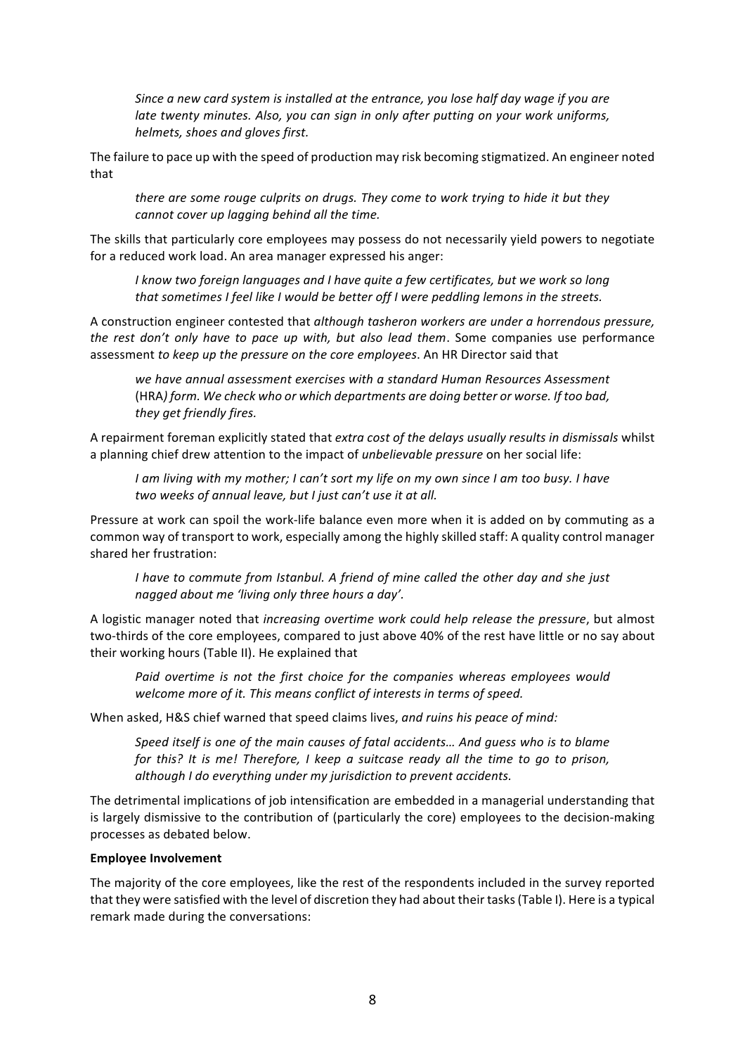> *Since a new card system is installed at the entrance, you lose half day wage if you are late twenty minutes. Also, you can sign in only after putting on your work uniforms, helmets, shoes and gloves first.*

The failure to pace up with the speed of production may risk becoming stigmatized. An engineer noted that

> *there are some rouge culprits on drugs. They come to work trying to hide it but they cannot cover up lagging behind all the time.*

The skills that particularly core employees may possess do not necessarily yield powers to negotiate for a reduced work load. An area manager expressed his anger:

> *I know two foreign languages and I have quite a few certificates, but we work so long that sometimes I feel like I would be better off I were peddling lemons in the streets.*

A construction engineer contested that *although tasheron workers are under a horrendous pressure, the rest don't only have to pace up with, but also lead them*. Some companies use performance assessment *to keep up the pressure on the core employees*. An HR Director said that

> *we have annual assessment exercises with a standard Human Resources Assessment* (HRA*) form. We check who or which departments are doing better or worse. If too bad, they get friendly fires.*

A repairment foreman explicitly stated that *extra cost of the delays usually results in dismissals* whilst a planning chief drew attention to the impact of *unbelievable pressure* on her social life:

> *I am living with my mother; I can't sort my life on my own since I am too busy. I have two weeks of annual leave, but I just can't use it at all.*

Pressure at work can spoil the work-life balance even more when it is added on by commuting as a common way of transport to work, especially among the highly skilled staff: A quality control manager shared her frustration:

> *I have to commute from Istanbul. A friend of mine called the other day and she just nagged about me 'living only three hours a day'.*

A logistic manager noted that *increasing overtime work could help release the pressure*, but almost two-thirds of the core employees, compared to just above 40% of the rest have little or no say about their working hours (Table II). He explained that

> *Paid overtime is not the first choice for the companies whereas employees would welcome more of it. This means conflict of interests in terms of speed.*

When asked, H&S chief warned that speed claims lives, *and ruins his peace of mind:*

> *Speed itself is one of the main causes of fatal accidents… And guess who is to blame for this? It is me! Therefore, I keep a suitcase ready all the time to go to prison, although I do everything under my jurisdiction to prevent accidents.*

The detrimental implications of job intensification are embedded in a managerial understanding that is largely dismissive to the contribution of (particularly the core) employees to the decision-making processes as debated below.

**Employee Involvement**

The majority of the core employees, like the rest of the respondents included in the survey reported that they were satisfied with the level of discretion they had about their tasks (Table I). Here is a typical remark made during the conversations: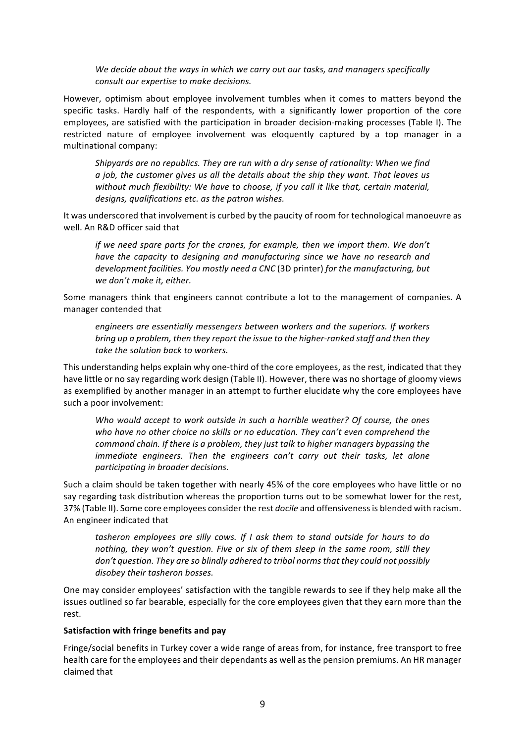*We decide about the ways in which we carry out our tasks, and managers specifically consult our expertise to make decisions.*

However, optimism about employee involvement tumbles when it comes to matters beyond the specific tasks. Hardly half of the respondents, with a significantly lower proportion of the core employees, are satisfied with the participation in broader decision-making processes (Table I). The restricted nature of employee involvement was eloquently captured by a top manager in a multinational company:

> *Shipyards are no republics. They are run with a dry sense of rationality: When we find a job, the customer gives us all the details about the ship they want. That leaves us without much flexibility: We have to choose, if you call it like that, certain material, designs, qualifications etc. as the patron wishes.*

It was underscored that involvement is curbed by the paucity of room for technological manoeuvre as well. An R&D officer said that

> *if we need spare parts for the cranes, for example, then we import them. We don't have the capacity to designing and manufacturing since we have no research and development facilities. You mostly need a CNC* (3D printer) *for the manufacturing, but we don't make it, either.*

Some managers think that engineers cannot contribute a lot to the management of companies. A manager contended that

> *engineers are essentially messengers between workers and the superiors. If workers bring up a problem, then they report the issue to the higher-ranked staff and then they take the solution back to workers.*

This understanding helps explain why one-third of the core employees, as the rest, indicated that they have little or no say regarding work design (Table II). However, there was no shortage of gloomy views as exemplified by another manager in an attempt to further elucidate why the core employees have such a poor involvement:

> *Who would accept to work outside in such a horrible weather? Of course, the ones who have no other choice no skills or no education. They can't even comprehend the command chain. If there is a problem, they just talk to higher managers bypassing the immediate engineers. Then the engineers can't carry out their tasks, let alone participating in broader decisions.*

Such a claim should be taken together with nearly 45% of the core employees who have little or no say regarding task distribution whereas the proportion turns out to be somewhat lower for the rest, 37% (Table II). Some core employees consider the rest *docile* and offensiveness is blended with racism. An engineer indicated that

> *tasheron employees are silly cows. If I ask them to stand outside for hours to do nothing, they won't question. Five or six of them sleep in the same room, still they don't question. They are so blindly adhered to tribal norms that they could not possibly disobey their tasheron bosses.*

One may consider employees' satisfaction with the tangible rewards to see if they help make all the issues outlined so far bearable, especially for the core employees given that they earn more than the rest.

**Satisfaction with fringe benefits and pay**

Fringe/social benefits in Turkey cover a wide range of areas from, for instance, free transport to free health care for the employees and their dependants as well as the pension premiums. An HR manager claimed that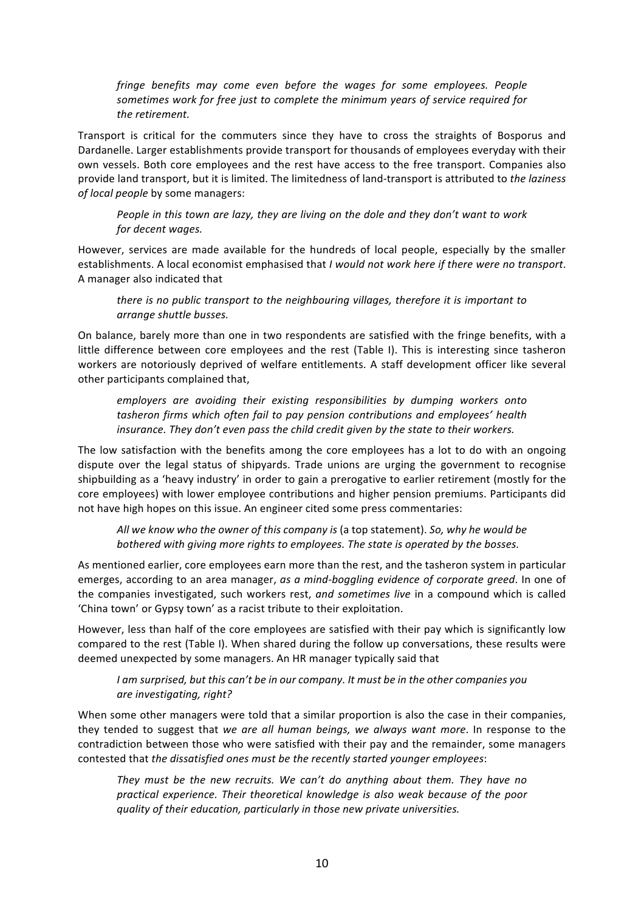*fringe benefits may come even before the wages for some employees. People sometimes work for free just to complete the minimum years of service required for the retirement.*

Transport is critical for the commuters since they have to cross the straights of Bosporus and Dardanelle. Larger establishments provide transport for thousands of employees everyday with their own vessels. Both core employees and the rest have access to the free transport. Companies also provide land transport, but it is limited. The limitedness of land-transport is attributed to *the laziness of local people* by some managers:

> *People in this town are lazy, they are living on the dole and they don't want to work for decent wages.*

However, services are made available for the hundreds of local people, especially by the smaller establishments. A local economist emphasised that *I would not work here if there were no transport*. A manager also indicated that

> *there is no public transport to the neighbouring villages, therefore it is important to arrange shuttle busses.*

On balance, barely more than one in two respondents are satisfied with the fringe benefits, with a little difference between core employees and the rest (Table I). This is interesting since tasheron workers are notoriously deprived of welfare entitlements. A staff development officer like several other participants complained that,

> *employers are avoiding their existing responsibilities by dumping workers onto tasheron firms which often fail to pay pension contributions and employees' health insurance. They don't even pass the child credit given by the state to their workers.*

The low satisfaction with the benefits among the core employees has a lot to do with an ongoing dispute over the legal status of shipyards. Trade unions are urging the government to recognise shipbuilding as a 'heavy industry' in order to gain a prerogative to earlier retirement (mostly for the core employees) with lower employee contributions and higher pension premiums. Participants did not have high hopes on this issue. An engineer cited some press commentaries:

> *All we know who the owner of this company is* (a top statement). *So, why he would be bothered with giving more rights to employees. The state is operated by the bosses.*

As mentioned earlier, core employees earn more than the rest, and the tasheron system in particular emerges, according to an area manager, *as a mind-boggling evidence of corporate greed*. In one of the companies investigated, such workers rest, *and sometimes live* in a compound which is called 'China town' or Gypsy town' as a racist tribute to their exploitation.

However, less than half of the core employees are satisfied with their pay which is significantly low compared to the rest (Table I). When shared during the follow up conversations, these results were deemed unexpected by some managers. An HR manager typically said that

> *I am surprised, but this can't be in our company. It must be in the other companies you are investigating, right?*

When some other managers were told that a similar proportion is also the case in their companies, they tended to suggest that *we are all human beings, we always want more*. In response to the contradiction between those who were satisfied with their pay and the remainder, some managers contested that *the dissatisfied ones must be the recently started younger employees*:

> *They must be the new recruits. We can't do anything about them. They have no practical experience. Their theoretical knowledge is also weak because of the poor quality of their education, particularly in those new private universities.*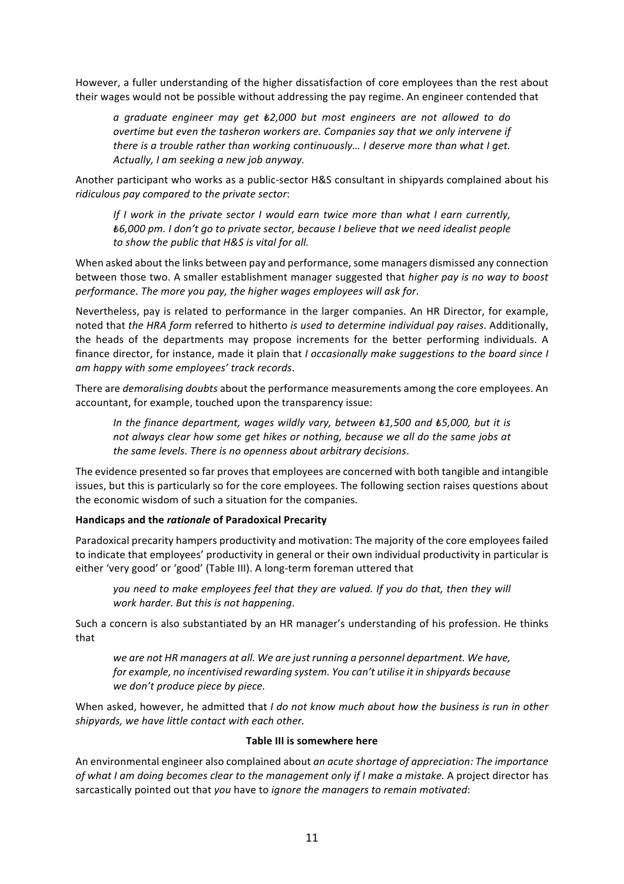However, a fuller understanding of the higher dissatisfaction of core employees than the rest about their wages would not be possible without addressing the pay regime. An engineer contended that

> *a graduate engineer may get ₺2,000 but most engineers are not allowed to do overtime but even the tasheron workers are. Companies say that we only intervene if there is a trouble rather than working continuously… I deserve more than what I get. Actually, I am seeking a new job anyway.*

Another participant who works as a public-sector H&S consultant in shipyards complained about his *ridiculous pay compared to the private sector*:

> *If I work in the private sector I would earn twice more than what I earn currently, ₺6,000 pm. I don't go to private sector, because I believe that we need idealist people to show the public that H&S is vital for all.*

When asked about the links between pay and performance, some managers dismissed any connection between those two. A smaller establishment manager suggested that *higher pay is no way to boost performance. The more you pay, the higher wages employees will ask for*.

Nevertheless, pay is related to performance in the larger companies. An HR Director, for example, noted that *the HRA form* referred to hitherto *is used to determine individual pay raises*. Additionally, the heads of the departments may propose increments for the better performing individuals. A finance director, for instance, made it plain that *I occasionally make suggestions to the board since I am happy with some employees' track records*.

There are *demoralising doubts* about the performance measurements among the core employees. An accountant, for example, touched upon the transparency issue:

> *In the finance department, wages wildly vary, between ₺1,500 and ₺5,000, but it is not always clear how some get hikes or nothing, because we all do the same jobs at the same levels. There is no openness about arbitrary decisions*.

The evidence presented so far proves that employees are concerned with both tangible and intangible issues, but this is particularly so for the core employees. The following section raises questions about the economic wisdom of such a situation for the companies.

**Handicaps and the *rationale* of Paradoxical Precarity**

Paradoxical precarity hampers productivity and motivation: The majority of the core employees failed to indicate that employees' productivity in general or their own individual productivity in particular is either 'very good' or 'good' (Table III). A long-term foreman uttered that

> *you need to make employees feel that they are valued. If you do that, then they will work harder. But this is not happening*.

Such a concern is also substantiated by an HR manager's understanding of his profession. He thinks that

> *we are not HR managers at all. We are just running a personnel department. We have, for example, no incentivised rewarding system. You can't utilise it in shipyards because we don't produce piece by piece.*

When asked, however, he admitted that *I do not know much about how the business is run in other shipyards, we have little contact with each other.*

**Table III is somewhere here**

An environmental engineer also complained about *an acute shortage of appreciation: The importance of what I am doing becomes clear to the management only if I make a mistake.* A project director has sarcastically pointed out that *you* have to *ignore the managers to remain motivated*: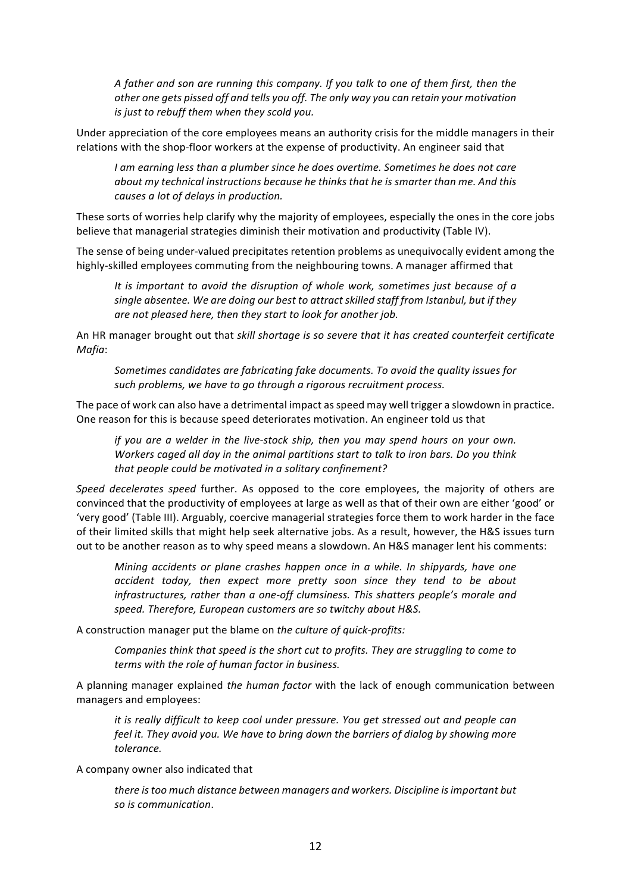> *A father and son are running this company. If you talk to one of them first, then the other one gets pissed off and tells you off. The only way you can retain your motivation is just to rebuff them when they scold you.*

Under appreciation of the core employees means an authority crisis for the middle managers in their relations with the shop-floor workers at the expense of productivity. An engineer said that

> *I am earning less than a plumber since he does overtime. Sometimes he does not care about my technical instructions because he thinks that he is smarter than me. And this causes a lot of delays in production.*

These sorts of worries help clarify why the majority of employees, especially the ones in the core jobs believe that managerial strategies diminish their motivation and productivity (Table IV).

The sense of being under-valued precipitates retention problems as unequivocally evident among the highly-skilled employees commuting from the neighbouring towns. A manager affirmed that

> *It is important to avoid the disruption of whole work, sometimes just because of a single absentee. We are doing our best to attract skilled staff from Istanbul, but if they are not pleased here, then they start to look for another job.*

An HR manager brought out that *skill shortage is so severe that it has created counterfeit certificate Mafia*:

> *Sometimes candidates are fabricating fake documents. To avoid the quality issues for such problems, we have to go through a rigorous recruitment process.*

The pace of work can also have a detrimental impact as speed may well trigger a slowdown in practice. One reason for this is because speed deteriorates motivation. An engineer told us that

> *if you are a welder in the live-stock ship, then you may spend hours on your own. Workers caged all day in the animal partitions start to talk to iron bars. Do you think that people could be motivated in a solitary confinement?*

*Speed decelerates speed* further. As opposed to the core employees, the majority of others are convinced that the productivity of employees at large as well as that of their own are either 'good' or 'very good' (Table III). Arguably, coercive managerial strategies force them to work harder in the face of their limited skills that might help seek alternative jobs. As a result, however, the H&S issues turn out to be another reason as to why speed means a slowdown. An H&S manager lent his comments:

> *Mining accidents or plane crashes happen once in a while. In shipyards, have one accident today, then expect more pretty soon since they tend to be about infrastructures, rather than a one-off clumsiness. This shatters people's morale and speed. Therefore, European customers are so twitchy about H&S.*

A construction manager put the blame on *the culture of quick-profits:*

> *Companies think that speed is the short cut to profits. They are struggling to come to terms with the role of human factor in business.*

A planning manager explained *the human factor* with the lack of enough communication between managers and employees:

> *it is really difficult to keep cool under pressure. You get stressed out and people can feel it. They avoid you. We have to bring down the barriers of dialog by showing more tolerance.*

A company owner also indicated that

> *there is too much distance between managers and workers. Discipline is important but so is communication*.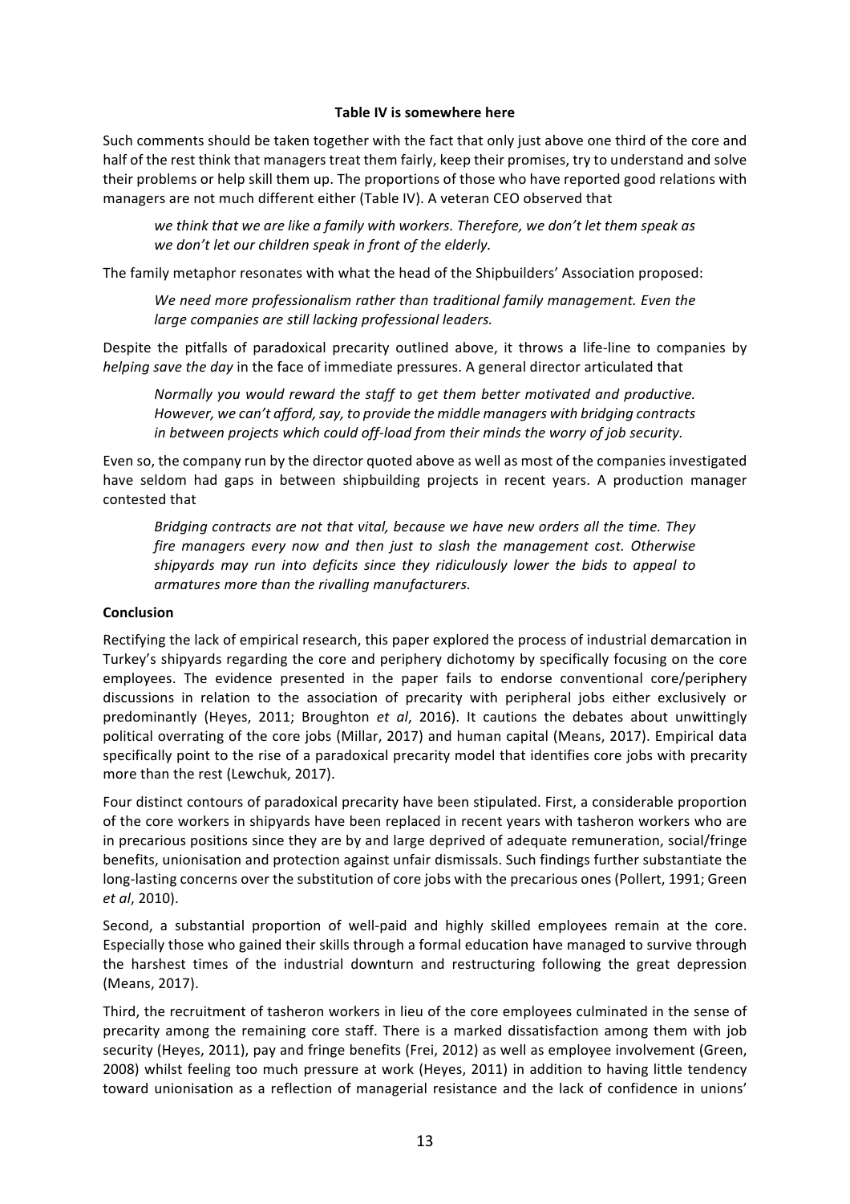**Table IV is somewhere here**

Such comments should be taken together with the fact that only just above one third of the core and half of the rest think that managers treat them fairly, keep their promises, try to understand and solve their problems or help skill them up. The proportions of those who have reported good relations with managers are not much different either (Table IV). A veteran CEO observed that

> *we think that we are like a family with workers. Therefore, we don't let them speak as we don't let our children speak in front of the elderly.*

The family metaphor resonates with what the head of the Shipbuilders' Association proposed:

> *We need more professionalism rather than traditional family management. Even the large companies are still lacking professional leaders.*

Despite the pitfalls of paradoxical precarity outlined above, it throws a life-line to companies by *helping save the day* in the face of immediate pressures. A general director articulated that

> *Normally you would reward the staff to get them better motivated and productive. However, we can't afford, say, to provide the middle managers with bridging contracts in between projects which could off-load from their minds the worry of job security.*

Even so, the company run by the director quoted above as well as most of the companies investigated have seldom had gaps in between shipbuilding projects in recent years. A production manager contested that

> *Bridging contracts are not that vital, because we have new orders all the time. They fire managers every now and then just to slash the management cost. Otherwise shipyards may run into deficits since they ridiculously lower the bids to appeal to armatures more than the rivalling manufacturers.*

## Conclusion

Rectifying the lack of empirical research, this paper explored the process of industrial demarcation in Turkey's shipyards regarding the core and periphery dichotomy by specifically focusing on the core employees. The evidence presented in the paper fails to endorse conventional core/periphery discussions in relation to the association of precarity with peripheral jobs either exclusively or predominantly (Heyes, 2011; Broughton *et al*, 2016). It cautions the debates about unwittingly political overrating of the core jobs (Millar, 2017) and human capital (Means, 2017). Empirical data specifically point to the rise of a paradoxical precarity model that identifies core jobs with precarity more than the rest (Lewchuk, 2017).

Four distinct contours of paradoxical precarity have been stipulated. First, a considerable proportion of the core workers in shipyards have been replaced in recent years with tasheron workers who are in precarious positions since they are by and large deprived of adequate remuneration, social/fringe benefits, unionisation and protection against unfair dismissals. Such findings further substantiate the long-lasting concerns over the substitution of core jobs with the precarious ones (Pollert, 1991; Green *et al*, 2010).

Second, a substantial proportion of well-paid and highly skilled employees remain at the core. Especially those who gained their skills through a formal education have managed to survive through the harshest times of the industrial downturn and restructuring following the great depression (Means, 2017).

Third, the recruitment of tasheron workers in lieu of the core employees culminated in the sense of precarity among the remaining core staff. There is a marked dissatisfaction among them with job security (Heyes, 2011), pay and fringe benefits (Frei, 2012) as well as employee involvement (Green, 2008) whilst feeling too much pressure at work (Heyes, 2011) in addition to having little tendency toward unionisation as a reflection of managerial resistance and the lack of confidence in unions'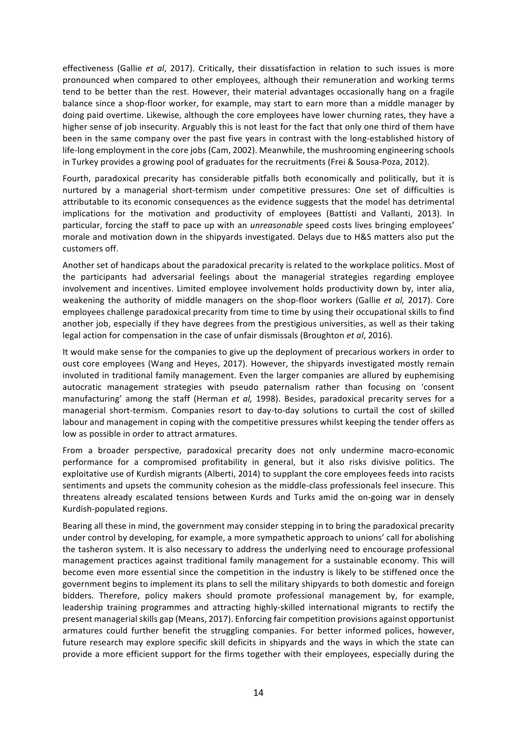effectiveness (Gallie *et al*, 2017). Critically, their dissatisfaction in relation to such issues is more pronounced when compared to other employees, although their remuneration and working terms tend to be better than the rest. However, their material advantages occasionally hang on a fragile balance since a shop-floor worker, for example, may start to earn more than a middle manager by doing paid overtime. Likewise, although the core employees have lower churning rates, they have a higher sense of job insecurity. Arguably this is not least for the fact that only one third of them have been in the same company over the past five years in contrast with the long-established history of life-long employment in the core jobs (Cam, 2002). Meanwhile, the mushrooming engineering schools in Turkey provides a growing pool of graduates for the recruitments (Frei & Sousa-Poza, 2012).

Fourth, paradoxical precarity has considerable pitfalls both economically and politically, but it is nurtured by a managerial short-termism under competitive pressures: One set of difficulties is attributable to its economic consequences as the evidence suggests that the model has detrimental implications for the motivation and productivity of employees (Battisti and Vallanti, 2013). In particular, forcing the staff to pace up with an *unreasonable* speed costs lives bringing employees' morale and motivation down in the shipyards investigated. Delays due to H&S matters also put the customers off.

Another set of handicaps about the paradoxical precarity is related to the workplace politics. Most of the participants had adversarial feelings about the managerial strategies regarding employee involvement and incentives. Limited employee involvement holds productivity down by, inter alia, weakening the authority of middle managers on the shop-floor workers (Gallie *et al,* 2017). Core employees challenge paradoxical precarity from time to time by using their occupational skills to find another job, especially if they have degrees from the prestigious universities, as well as their taking legal action for compensation in the case of unfair dismissals (Broughton *et al*, 2016).

It would make sense for the companies to give up the deployment of precarious workers in order to oust core employees (Wang and Heyes, 2017). However, the shipyards investigated mostly remain involuted in traditional family management. Even the larger companies are allured by euphemising autocratic management strategies with pseudo paternalism rather than focusing on 'consent manufacturing' among the staff (Herman *et al,* 1998). Besides, paradoxical precarity serves for a managerial short-termism. Companies resort to day-to-day solutions to curtail the cost of skilled labour and management in coping with the competitive pressures whilst keeping the tender offers as low as possible in order to attract armatures.

From a broader perspective, paradoxical precarity does not only undermine macro-economic performance for a compromised profitability in general, but it also risks divisive politics. The exploitative use of Kurdish migrants (Alberti, 2014) to supplant the core employees feeds into racists sentiments and upsets the community cohesion as the middle-class professionals feel insecure. This threatens already escalated tensions between Kurds and Turks amid the on-going war in densely Kurdish-populated regions.

Bearing all these in mind, the government may consider stepping in to bring the paradoxical precarity under control by developing, for example, a more sympathetic approach to unions' call for abolishing the tasheron system. It is also necessary to address the underlying need to encourage professional management practices against traditional family management for a sustainable economy. This will become even more essential since the competition in the industry is likely to be stiffened once the government begins to implement its plans to sell the military shipyards to both domestic and foreign bidders. Therefore, policy makers should promote professional management by, for example, leadership training programmes and attracting highly-skilled international migrants to rectify the present managerial skills gap (Means, 2017). Enforcing fair competition provisions against opportunist armatures could further benefit the struggling companies. For better informed polices, however, future research may explore specific skill deficits in shipyards and the ways in which the state can provide a more efficient support for the firms together with their employees, especially during the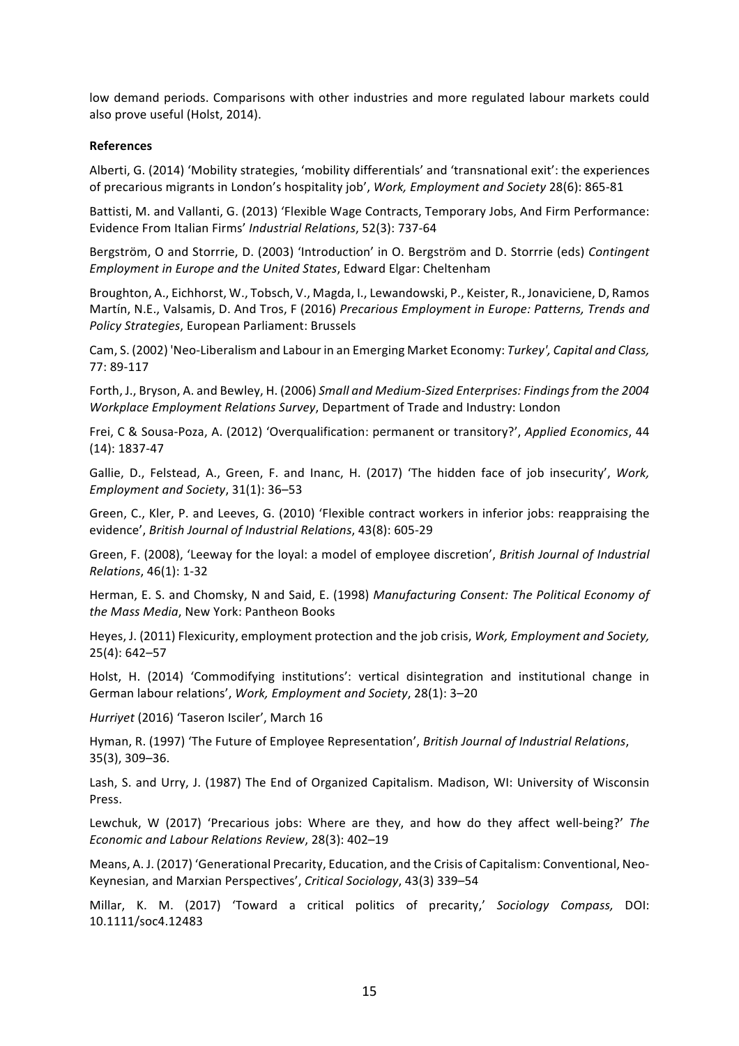low demand periods. Comparisons with other industries and more regulated labour markets could also prove useful (Holst, 2014).

**References**

Alberti, G. (2014) 'Mobility strategies, 'mobility differentials' and 'transnational exit': the experiences of precarious migrants in London's hospitality job', *Work, Employment and Society* 28(6): 865-81

Battisti, M. and Vallanti, G. (2013) 'Flexible Wage Contracts, Temporary Jobs, And Firm Performance: Evidence From Italian Firms' *Industrial Relations*, 52(3): 737-64

Bergström, O and Storrrie, D. (2003) 'Introduction' in O. Bergström and D. Storrrie (eds) *Contingent Employment in Europe and the United States*, Edward Elgar: Cheltenham

Broughton, A., Eichhorst, W., Tobsch, V., Magda, I., Lewandowski, P., Keister, R., Jonaviciene, D, Ramos Martín, N.E., Valsamis, D. And Tros, F (2016) *Precarious Employment in Europe: Patterns, Trends and Policy Strategies*, European Parliament: Brussels

Cam, S. (2002) 'Neo-Liberalism and Labour in an Emerging Market Economy: *Turkey', Capital and Class,* 77: 89-117

Forth, J., Bryson, A. and Bewley, H. (2006) *Small and Medium-Sized Enterprises: Findings from the 2004 Workplace Employment Relations Survey*, Department of Trade and Industry: London

Frei, C & Sousa-Poza, A. (2012) 'Overqualification: permanent or transitory?', *Applied Economics*, 44 (14): 1837-47

Gallie, D., Felstead, A., Green, F. and Inanc, H. (2017) 'The hidden face of job insecurity', *Work, Employment and Society*, 31(1): 36–53

Green, C., Kler, P. and Leeves, G. (2010) 'Flexible contract workers in inferior jobs: reappraising the evidence', *British Journal of Industrial Relations*, 43(8): 605-29

Green, F. (2008), 'Leeway for the loyal: a model of employee discretion', *British Journal of Industrial Relations*, 46(1): 1-32

Herman, E. S. and Chomsky, N and Said, E. (1998) *Manufacturing Consent: The Political Economy of the Mass Media*, New York: Pantheon Books

Heyes, J. (2011) Flexicurity, employment protection and the job crisis, *Work, Employment and Society,* 25(4): 642–57

Holst, H. (2014) 'Commodifying institutions': vertical disintegration and institutional change in German labour relations', *Work, Employment and Society*, 28(1): 3–20

*Hurriyet* (2016) 'Taseron Isciler', March 16

Hyman, R. (1997) 'The Future of Employee Representation', *British Journal of Industrial Relations*, 35(3), 309–36.

Lash, S. and Urry, J. (1987) The End of Organized Capitalism. Madison, WI: University of Wisconsin Press.

Lewchuk, W (2017) 'Precarious jobs: Where are they, and how do they affect well-being?' *The Economic and Labour Relations Review*, 28(3): 402–19

Means, A. J. (2017) 'Generational Precarity, Education, and the Crisis of Capitalism: Conventional, Neo-Keynesian, and Marxian Perspectives', *Critical Sociology*, 43(3) 339–54

Millar, K. M. (2017) 'Toward a critical politics of precarity,' *Sociology Compass,* DOI: 10.1111/soc4.12483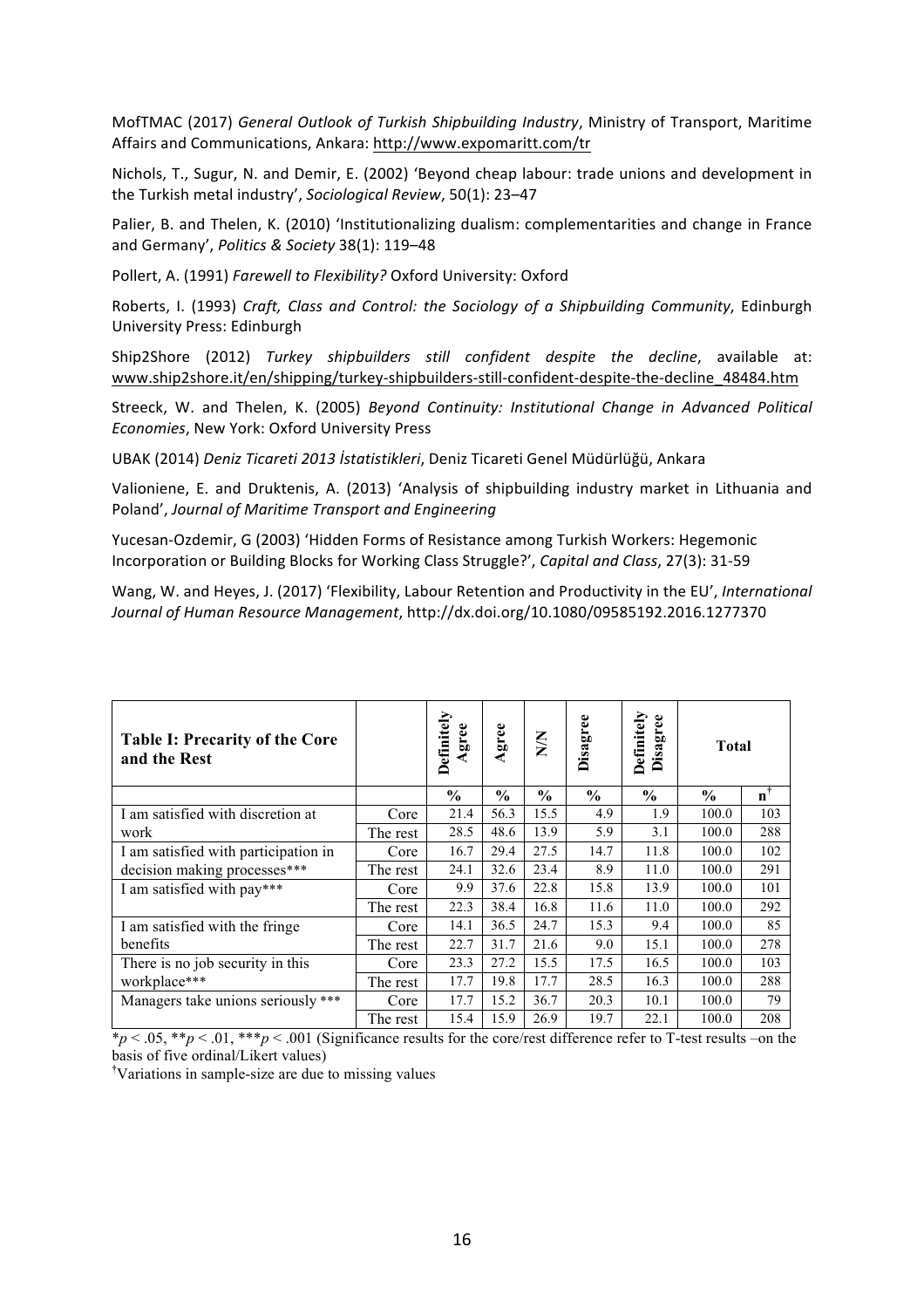MofTMAC (2017) *General Outlook of Turkish Shipbuilding Industry*, Ministry of Transport, Maritime Affairs and Communications, Ankara: http://www.expomaritt.com/tr

Nichols, T., Sugur, N. and Demir, E. (2002) 'Beyond cheap labour: trade unions and development in the Turkish metal industry', *Sociological Review*, 50(1): 23–47

Palier, B. and Thelen, K. (2010) 'Institutionalizing dualism: complementarities and change in France and Germany', *Politics & Society* 38(1): 119–48

Pollert, A. (1991) *Farewell to Flexibility?* Oxford University: Oxford

Roberts, I. (1993) *Craft, Class and Control: the Sociology of a Shipbuilding Community*, Edinburgh University Press: Edinburgh

Ship2Shore (2012) *Turkey shipbuilders still confident despite the decline*, available at: www.ship2shore.it/en/shipping/turkey-shipbuilders-still-confident-despite-the-decline_48484.htm

Streeck, W. and Thelen, K. (2005) *Beyond Continuity: Institutional Change in Advanced Political Economies*, New York: Oxford University Press

UBAK (2014) *Deniz Ticareti 2013 İstatistikleri*, Deniz Ticareti Genel Müdürlüğü, Ankara

Valioniene, E. and Druktenis, A. (2013) 'Analysis of shipbuilding industry market in Lithuania and Poland', *Journal of Maritime Transport and Engineering*

Yucesan-Ozdemir, G (2003) 'Hidden Forms of Resistance among Turkish Workers: Hegemonic Incorporation or Building Blocks for Working Class Struggle?', *Capital and Class*, 27(3): 31-59

Wang, W. and Heyes, J. (2017) 'Flexibility, Labour Retention and Productivity in the EU', *International Journal of Human Resource Management*, http://dx.doi.org/10.1080/09585192.2016.1277370

| **Table I: Precarity of the Core and the Rest** | | **Definitely Agree** | **Agree** | **N/N** | **Disagree** | **Definitely Disagree** | **Total** | |
|---|---|---|---|---|---|---|---|---|
| | | **%** | **%** | **%** | **%** | **%** | **%** | **n**[†] |
| I am satisfied with discretion at work | Core | 21.4 | 56.3 | 15.5 | 4.9 | 1.9 | 100.0 | 103 |
| | The rest | 28.5 | 48.6 | 13.9 | 5.9 | 3.1 | 100.0 | 288 |
| I am satisfied with participation in decision making processes*** | Core | 16.7 | 29.4 | 27.5 | 14.7 | 11.8 | 100.0 | 102 |
| | The rest | 24.1 | 32.6 | 23.4 | 8.9 | 11.0 | 100.0 | 291 |
| I am satisfied with pay*** | Core | 9.9 | 37.6 | 22.8 | 15.8 | 13.9 | 100.0 | 101 |
| | The rest | 22.3 | 38.4 | 16.8 | 11.6 | 11.0 | 100.0 | 292 |
| I am satisfied with the fringe benefits | Core | 14.1 | 36.5 | 24.7 | 15.3 | 9.4 | 100.0 | 85 |
| | The rest | 22.7 | 31.7 | 21.6 | 9.0 | 15.1 | 100.0 | 278 |
| There is no job security in this workplace*** | Core | 23.3 | 27.2 | 15.5 | 17.5 | 16.5 | 100.0 | 103 |
| | The rest | 17.7 | 19.8 | 17.7 | 28.5 | 16.3 | 100.0 | 288 |
| Managers take unions seriously *** | Core | 17.7 | 15.2 | 36.7 | 20.3 | 10.1 | 100.0 | 79 |
| | The rest | 15.4 | 15.9 | 26.9 | 19.7 | 22.1 | 100.0 | 208 |

*$p < .05$, **$p < .01$, ***$p < .001$ (Significance results for the core/rest difference refer to T-test results –on the basis of five ordinal/Likert values)

[†]Variations in sample-size are due to missing values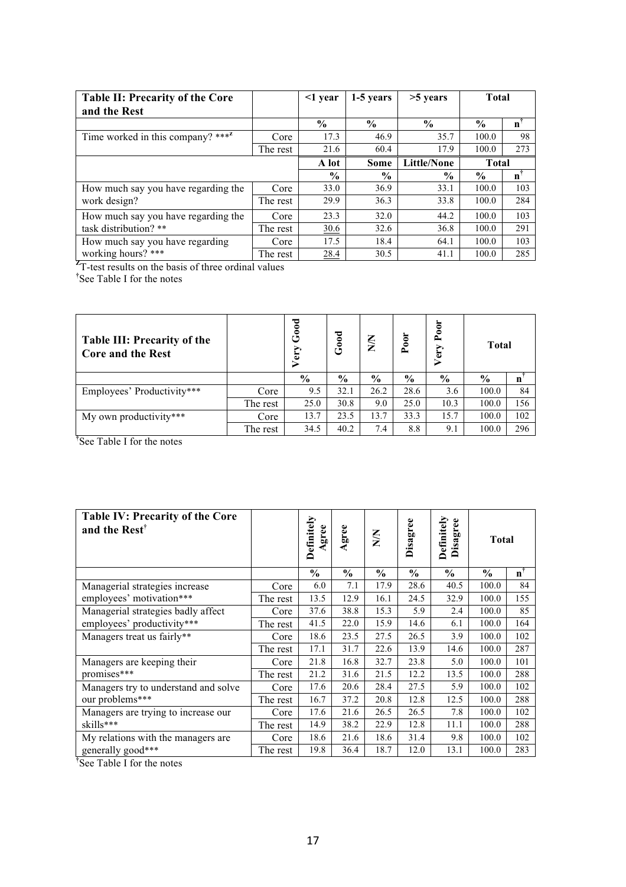| **Table II: Precarity of the Core and the Rest** | | <1 year | 1-5 years | >5 years | Total | |
|---|---|---|---|---|---|---|
| | | % | % | % | % | n[†] |
| Time worked in this company? ***[Z] | Core | 17.3 | 46.9 | 35.7 | 100.0 | 98 |
| | The rest | 21.6 | 60.4 | 17.9 | 100.0 | 273 |
| | | A lot | Some | Little/None | Total | |
| | | % | % | % | % | n[†] |
| How much say you have regarding the work design? | Core | 33.0 | 36.9 | 33.1 | 100.0 | 103 |
| | The rest | 29.9 | 36.3 | 33.8 | 100.0 | 284 |
| How much say you have regarding the task distribution? ** | Core | 23.3 | 32.0 | 44.2 | 100.0 | 103 |
| | The rest | <u>30.6</u> | 32.6 | 36.8 | 100.0 | 291 |
| How much say you have regarding working hours? *** | Core | 17.5 | 18.4 | 64.1 | 100.0 | 103 |
| | The rest | <u>28.4</u> | 30.5 | 41.1 | 100.0 | 285 |

[Z]T-test results on the basis of three ordinal values
[†]See Table I for the notes

| **Table III: Precarity of the Core and the Rest** | | Very Good | Good | N/N | Poor | Very Poor | Total | |
|---|---|---|---|---|---|---|---|---|
| | | % | % | % | % | % | % | n[†] |
| Employees' Productivity*** | Core | 9.5 | 32.1 | 26.2 | 28.6 | 3.6 | 100.0 | 84 |
| | The rest | 25.0 | 30.8 | 9.0 | 25.0 | 10.3 | 100.0 | 156 |
| My own productivity*** | Core | 13.7 | 23.5 | 13.7 | 33.3 | 15.7 | 100.0 | 102 |
| | The rest | 34.5 | 40.2 | 7.4 | 8.8 | 9.1 | 100.0 | 296 |

[†]See Table I for the notes

| **Table IV: Precarity of the Core and the Rest[†]** | | Definitely Agree | Agree | N/N | Disagree | Definitely Disagree | Total | |
|---|---|---|---|---|---|---|---|---|
| | | % | % | % | % | % | % | n[†] |
| Managerial strategies increase employees' motivation*** | Core | 6.0 | 7.1 | 17.9 | 28.6 | 40.5 | 100.0 | 84 |
| | The rest | 13.5 | 12.9 | 16.1 | 24.5 | 32.9 | 100.0 | 155 |
| Managerial strategies badly affect employees' productivity*** | Core | 37.6 | 38.8 | 15.3 | 5.9 | 2.4 | 100.0 | 85 |
| | The rest | 41.5 | 22.0 | 15.9 | 14.6 | 6.1 | 100.0 | 164 |
| Managers treat us fairly** | Core | 18.6 | 23.5 | 27.5 | 26.5 | 3.9 | 100.0 | 102 |
| | The rest | 17.1 | 31.7 | 22.6 | 13.9 | 14.6 | 100.0 | 287 |
| Managers are keeping their promises*** | Core | 21.8 | 16.8 | 32.7 | 23.8 | 5.0 | 100.0 | 101 |
| | The rest | 21.2 | 31.6 | 21.5 | 12.2 | 13.5 | 100.0 | 288 |
| Managers try to understand and solve our problems*** | Core | 17.6 | 20.6 | 28.4 | 27.5 | 5.9 | 100.0 | 102 |
| | The rest | 16.7 | 37.2 | 20.8 | 12.8 | 12.5 | 100.0 | 288 |
| Managers are trying to increase our skills*** | Core | 17.6 | 21.6 | 26.5 | 26.5 | 7.8 | 100.0 | 102 |
| | The rest | 14.9 | 38.2 | 22.9 | 12.8 | 11.1 | 100.0 | 288 |
| My relations with the managers are generally good*** | Core | 18.6 | 21.6 | 18.6 | 31.4 | 9.8 | 100.0 | 102 |
| | The rest | 19.8 | 36.4 | 18.7 | 12.0 | 13.1 | 100.0 | 283 |

[†]See Table I for the notes